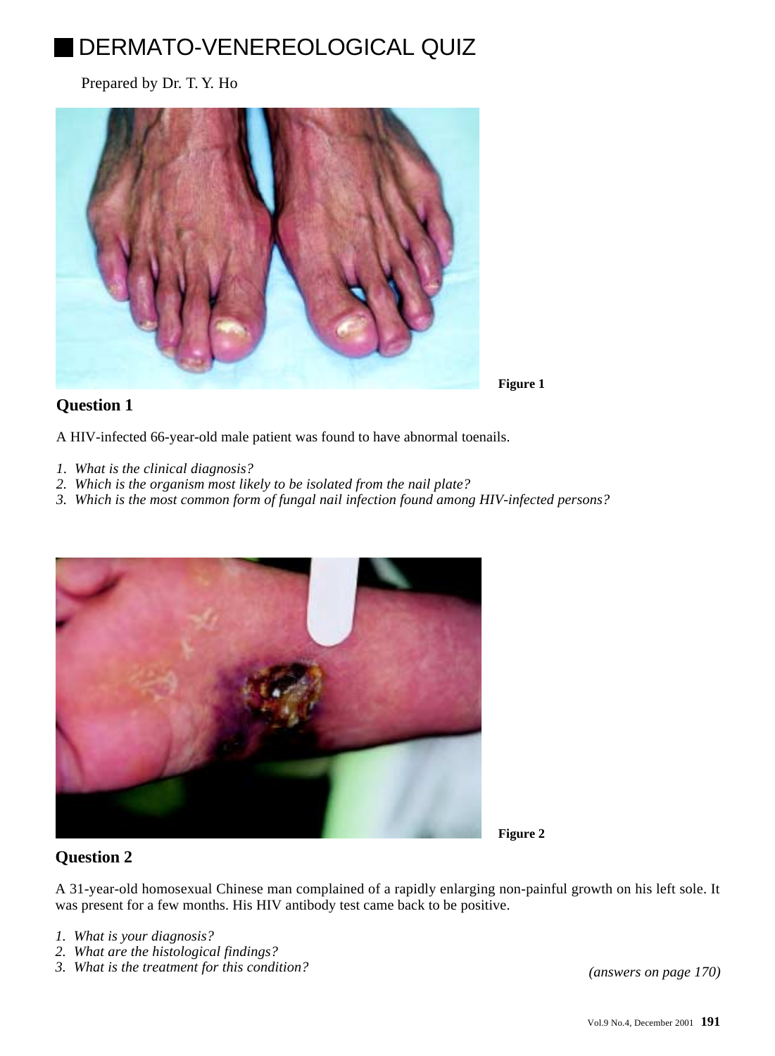# DERMATO-VENEREOLOGICAL QUIZ

Prepared by Dr. T. Y. Ho

Figure 1

## Question 1

A HIV-infected 66-year-old male patient was found to have abnormal toenails.

1. *What is the clinical diagnosis?*
2. *Which is the organism most likely to be isolated from the nail plate?*
3. *Which is the most common form of fungal nail infection found among HIV-infected persons?*

Figure 2

## Question 2

A 31-year-old homosexual Chinese man complained of a rapidly enlarging non-painful growth on his left sole. It was present for a few months. His HIV antibody test came back to be positive.

1. *What is your diagnosis?*
2. *What are the histological findings?*
3. *What is the treatment for this condition?*

*(answers on page 170)*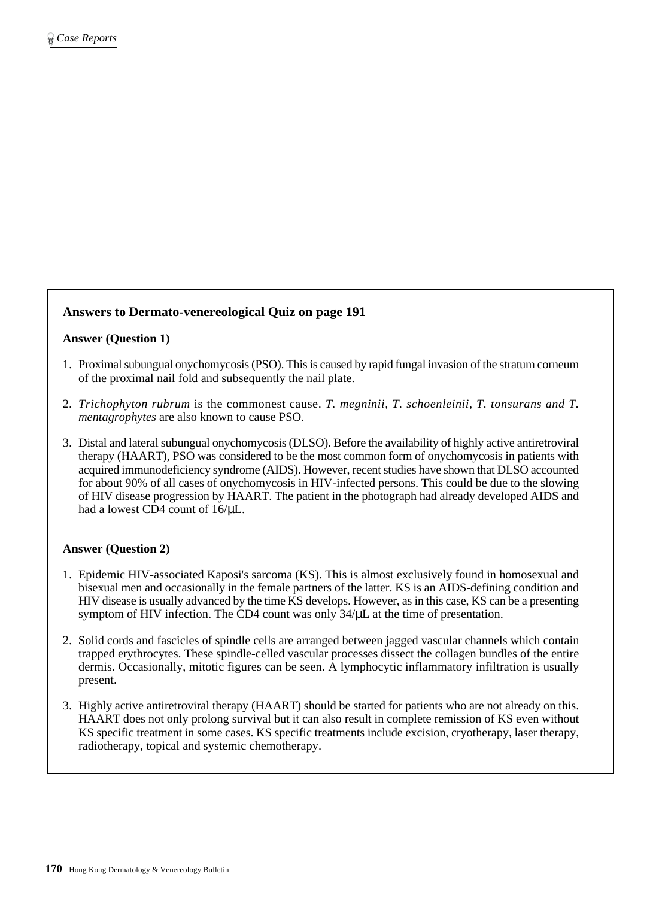## Answers to Dermato-venereological Quiz on page 191

### Answer (Question 1)

1. Proximal subungual onychomycosis (PSO). This is caused by rapid fungal invasion of the stratum corneum of the proximal nail fold and subsequently the nail plate.

2. *Trichophyton rubrum* is the commonest cause. *T. megninii, T. schoenleinii, T. tonsurans and T. mentagrophytes* are also known to cause PSO.

3. Distal and lateral subungual onychomycosis (DLSO). Before the availability of highly active antiretroviral therapy (HAART), PSO was considered to be the most common form of onychomycosis in patients with acquired immunodeficiency syndrome (AIDS). However, recent studies have shown that DLSO accounted for about 90% of all cases of onychomycosis in HIV-infected persons. This could be due to the slowing of HIV disease progression by HAART. The patient in the photograph had already developed AIDS and had a lowest CD4 count of 16/μL.

### Answer (Question 2)

1. Epidemic HIV-associated Kaposi's sarcoma (KS). This is almost exclusively found in homosexual and bisexual men and occasionally in the female partners of the latter. KS is an AIDS-defining condition and HIV disease is usually advanced by the time KS develops. However, as in this case, KS can be a presenting symptom of HIV infection. The CD4 count was only 34/μL at the time of presentation.

2. Solid cords and fascicles of spindle cells are arranged between jagged vascular channels which contain trapped erythrocytes. These spindle-celled vascular processes dissect the collagen bundles of the entire dermis. Occasionally, mitotic figures can be seen. A lymphocytic inflammatory infiltration is usually present.

3. Highly active antiretroviral therapy (HAART) should be started for patients who are not already on this. HAART does not only prolong survival but it can also result in complete remission of KS even without KS specific treatment in some cases. KS specific treatments include excision, cryotherapy, laser therapy, radiotherapy, topical and systemic chemotherapy.